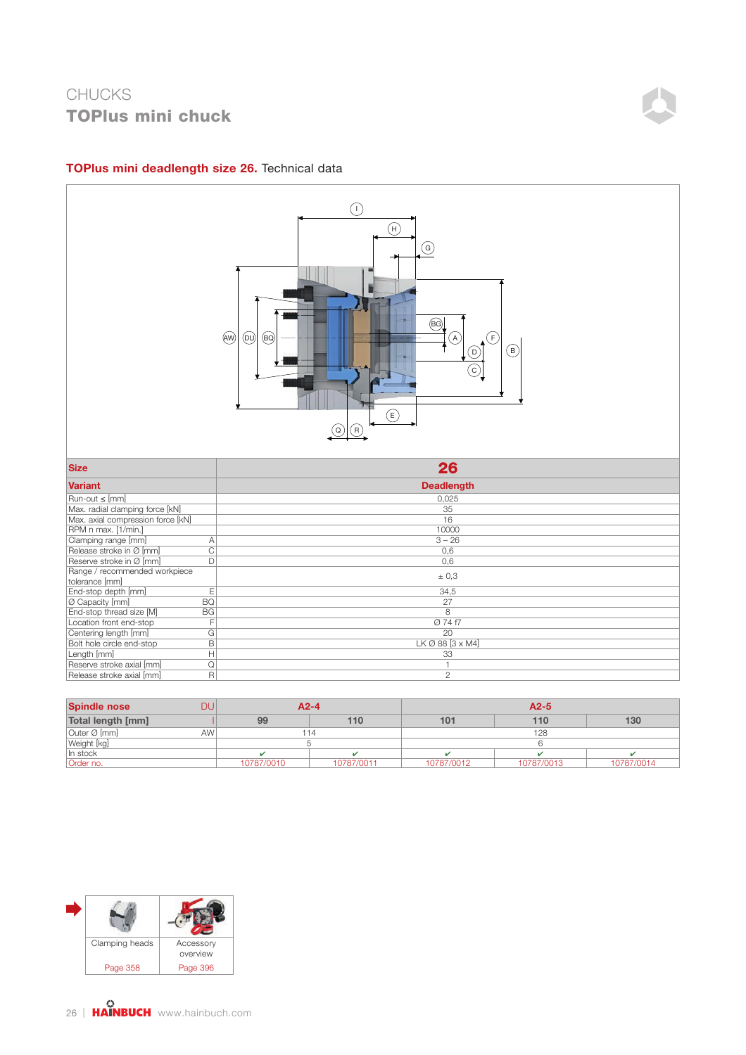CHUCKS

# TOPlus mini chuck

## TOPlus mini deadlength size 26. Technical data

| Size | | 26 |
|---|---|---|
| **Variant** | | **Deadlength** |
| Run-out ≤ [mm] | | 0,025 |
| Max. radial clamping force [kN] | | 35 |
| Max. axial compression force [kN] | | 16 |
| RPM n max. [1/min.] | | 10000 |
| Clamping range [mm] | A | 3 – 26 |
| Release stroke in Ø [mm] | C | 0,6 |
| Reserve stroke in Ø [mm] | D | 0,6 |
| Range / recommended workpiece tolerance [mm] | | ± 0,3 |
| End-stop depth [mm] | E | 34,5 |
| Ø Capacity [mm] | BQ | 27 |
| End-stop thread size [M] | BG | 8 |
| Location front end-stop | F | Ø 74 f7 |
| Centering length [mm] | G | 20 |
| Bolt hole circle end-stop | B | LK Ø 88 [3 x M4] |
| Length [mm] | H | 33 |
| Reserve stroke axial [mm] | Q | 1 |
| Release stroke axial [mm] | R | 2 |

| Spindle nose | DU | A2-4 | | A2-5 | | |
|---|---|---|---|---|---|---|
| **Total length [mm]** | I | 99 | 110 | 101 | 110 | 130 |
| Outer Ø [mm] | AW | 114 | | 128 | | |
| Weight [kg] | | 5 | | 6 | | |
| In stock | | ✔ | ✔ | ✔ | ✔ | ✔ |
| Order no. | | 10787/0010 | 10787/0011 | 10787/0012 | 10787/0013 | 10787/0014 |

| Clamping heads | Accessory overview |
|---|---|
| Page 358 | Page 396 |

HAINBUCH www.hainbuch.com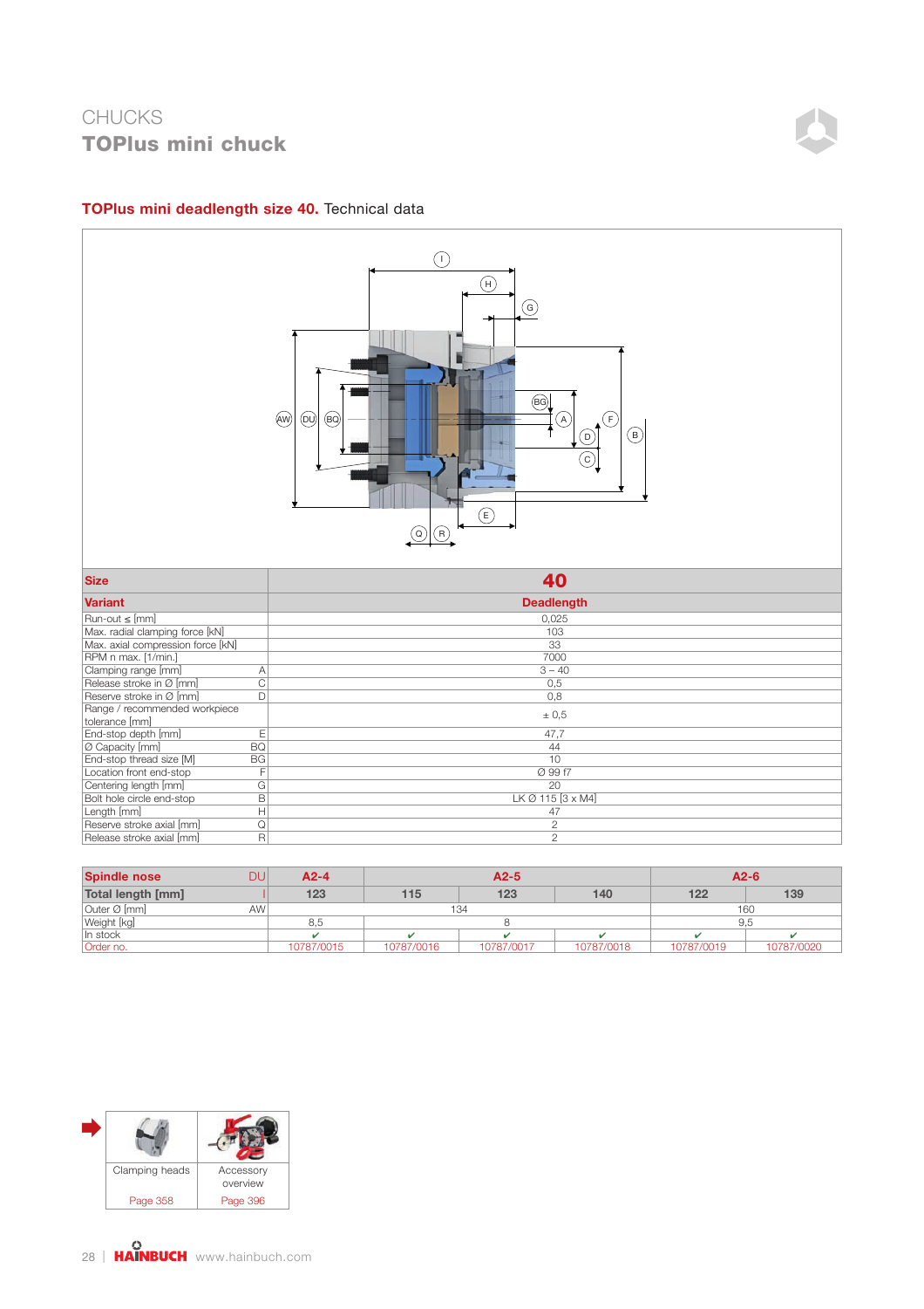CHUCKS

# TOPlus mini chuck

## TOPlus mini deadlength size 40. Technical data

| Size | | 40 |
|---|---|---|
| **Variant** | | **Deadlength** |
| Run-out ≤ [mm] | | 0,025 |
| Max. radial clamping force [kN] | | 103 |
| Max. axial compression force [kN] | | 33 |
| RPM n max. [1/min.] | | 7000 |
| Clamping range [mm] | A | 3 – 40 |
| Release stroke in Ø [mm] | C | 0,5 |
| Reserve stroke in Ø [mm] | D | 0,8 |
| Range / recommended workpiece tolerance [mm] | | ± 0,5 |
| End-stop depth [mm] | E | 47,7 |
| Ø Capacity [mm] | BQ | 44 |
| End-stop thread size [M] | BG | 10 |
| Location front end-stop | F | Ø 99 f7 |
| Centering length [mm] | G | 20 |
| Bolt hole circle end-stop | B | LK Ø 115 [3 x M4] |
| Length [mm] | H | 47 |
| Reserve stroke axial [mm] | Q | 2 |
| Release stroke axial [mm] | R | 2 |

| Spindle nose | DU | A2-4 | A2-5 | | | A2-6 | |
|---|---|---|---|---|---|---|---|
| **Total length [mm]** | I | 123 | 115 | 123 | 140 | 122 | 139 |
| Outer Ø [mm] | AW | | 134 | | | 160 | |
| Weight [kg] | | 8,5 | 8 | | | 9,5 | |
| In stock | | ✔ | ✔ | ✔ | ✔ | ✔ | ✔ |
| Order no. | | 10787/0015 | 10787/0016 | 10787/0017 | 10787/0018 | 10787/0019 | 10787/0020 |

| Clamping heads | Accessory overview |
|---|---|
| Page 358 | Page 396 |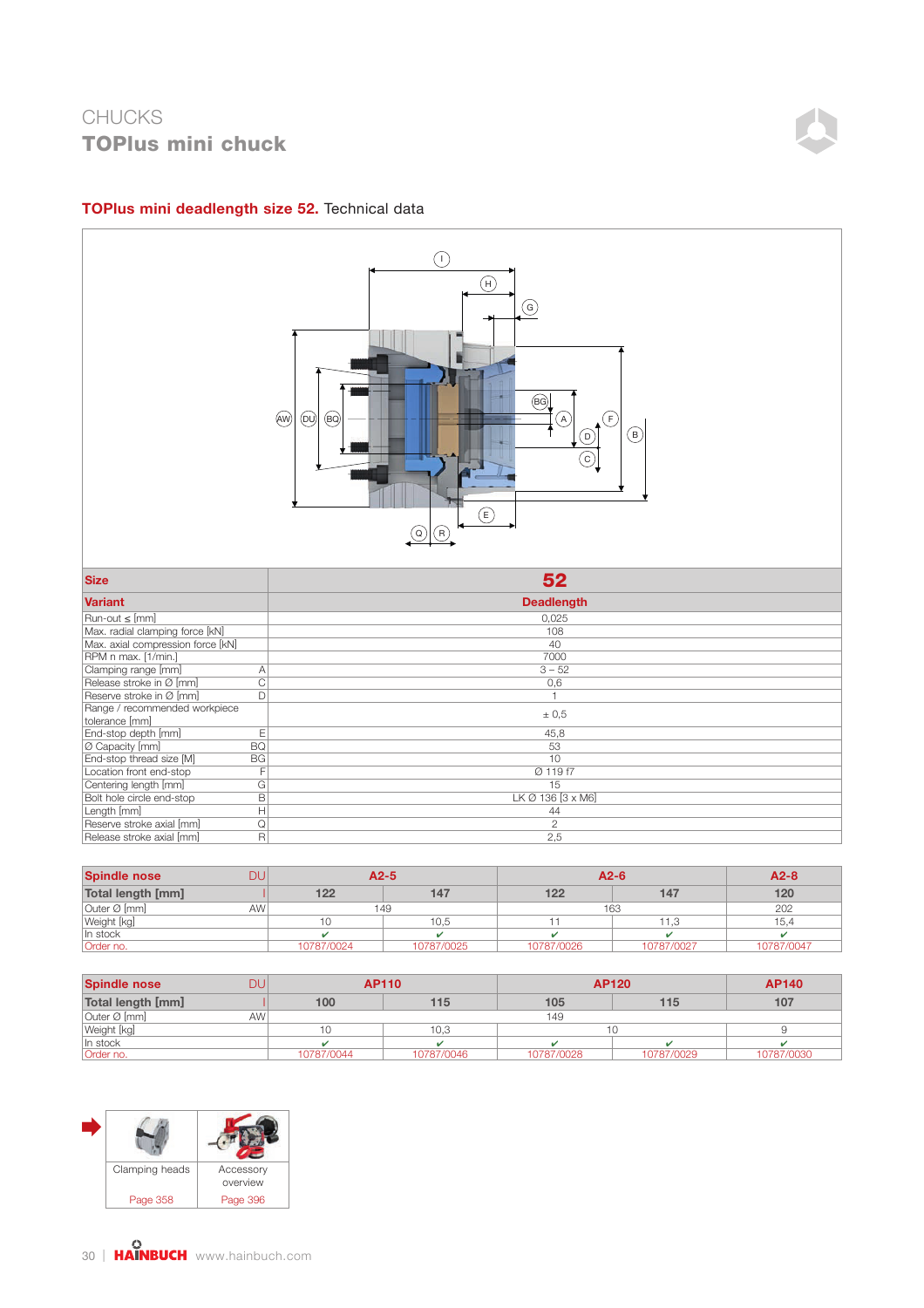CHUCKS

# TOPlus mini chuck

## TOPlus mini deadlength size 52. Technical data

| Size | | 52 |
|---|---|---|
| **Variant** | | **Deadlength** |
| Run-out ≤ [mm] | | 0,025 |
| Max. radial clamping force [kN] | | 108 |
| Max. axial compression force [kN] | | 40 |
| RPM n max. [1/min.] | | 7000 |
| Clamping range [mm] | A | 3 – 52 |
| Release stroke in Ø [mm] | C | 0,6 |
| Reserve stroke in Ø [mm] | D | 1 |
| Range / recommended workpiece tolerance [mm] | | ± 0,5 |
| End-stop depth [mm] | E | 45,8 |
| Ø Capacity [mm] | BQ | 53 |
| End-stop thread size [M] | BG | 10 |
| Location front end-stop | F | Ø 119 f7 |
| Centering length [mm] | G | 15 |
| Bolt hole circle end-stop | B | LK Ø 136 [3 x M6] |
| Length [mm] | H | 44 |
| Reserve stroke axial [mm] | Q | 2 |
| Release stroke axial [mm] | R | 2,5 |

| Spindle nose | DU | A2-5 | | A2-6 | | A2-8 |
|---|---|---|---|---|---|---|
| **Total length [mm]** | I | 122 | 147 | 122 | 147 | 120 |
| Outer Ø [mm] | AW | 149 | | 163 | | 202 |
| Weight [kg] | | 10 | 10,5 | 11 | 11,3 | 15,4 |
| In stock | | ✔ | ✔ | ✔ | ✔ | ✔ |
| Order no. | | 10787/0024 | 10787/0025 | 10787/0026 | 10787/0027 | 10787/0047 |

| Spindle nose | DU | AP110 | | AP120 | | AP140 |
|---|---|---|---|---|---|---|
| **Total length [mm]** | I | 100 | 115 | 105 | 115 | 107 |
| Outer Ø [mm] | AW | 149 | | | | |
| Weight [kg] | | 10 | 10,3 | 10 | | 9 |
| In stock | | ✔ | ✔ | ✔ | ✔ | ✔ |
| Order no. | | 10787/0044 | 10787/0046 | 10787/0028 | 10787/0029 | 10787/0030 |

| Clamping heads | Accessory overview |
|---|---|
| Page 358 | Page 396 |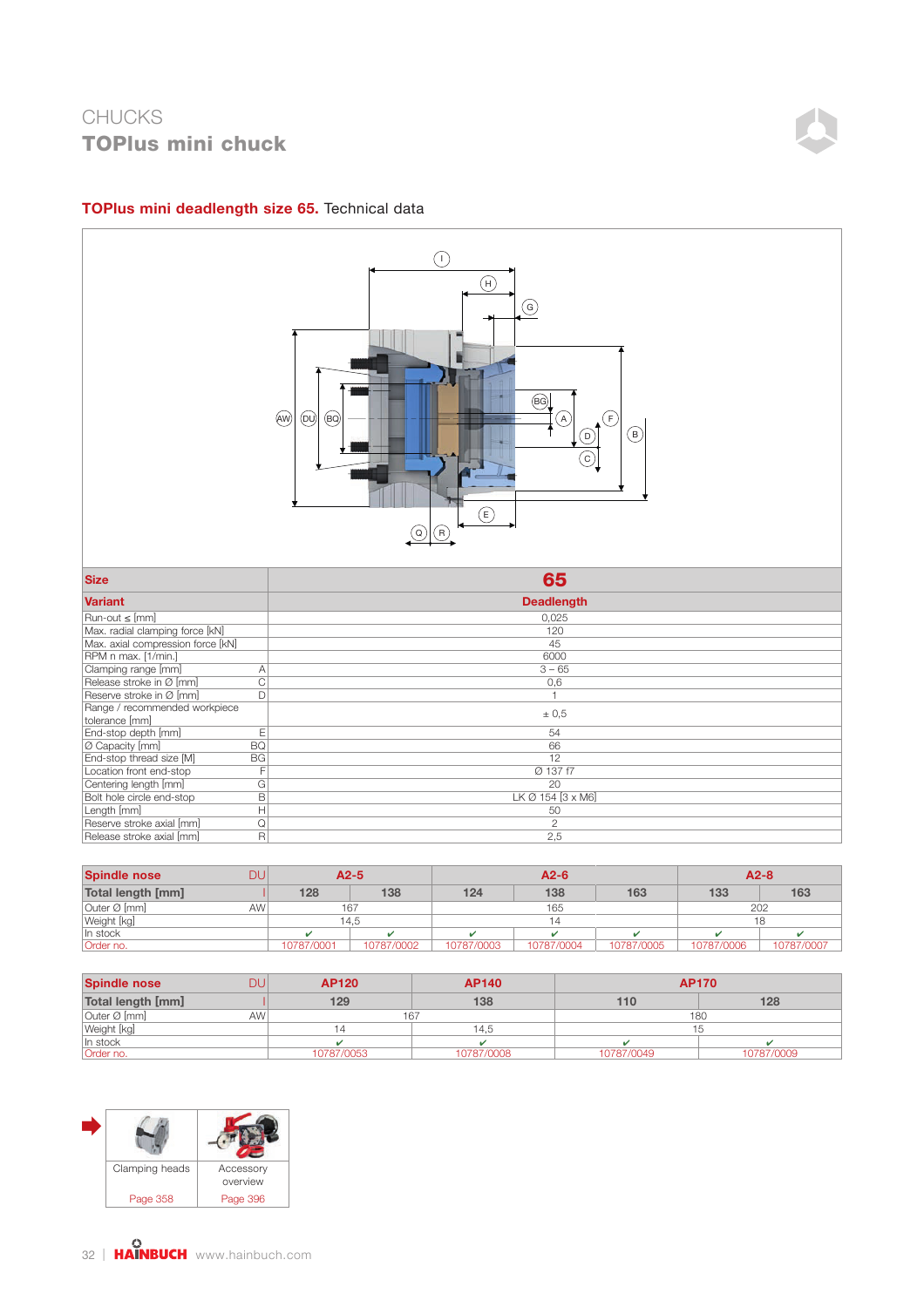CHUCKS

# TOPlus mini chuck

## TOPlus mini deadlength size 65. Technical data

| Size | | 65 |
|---|---|---|
| **Variant** | | **Deadlength** |
| Run-out ≤ [mm] | | 0,025 |
| Max. radial clamping force [kN] | | 120 |
| Max. axial compression force [kN] | | 45 |
| RPM n max. [1/min.] | | 6000 |
| Clamping range [mm] | A | 3 – 65 |
| Release stroke in Ø [mm] | C | 0,6 |
| Reserve stroke in Ø [mm] | D | 1 |
| Range / recommended workpiece tolerance [mm] | | ± 0,5 |
| End-stop depth [mm] | E | 54 |
| Ø Capacity [mm] | BQ | 66 |
| End-stop thread size [M] | BG | 12 |
| Location front end-stop | F | Ø 137 f7 |
| Centering length [mm] | G | 20 |
| Bolt hole circle end-stop | B | LK Ø 154 [3 x M6] |
| Length [mm] | H | 50 |
| Reserve stroke axial [mm] | Q | 2 |
| Release stroke axial [mm] | R | 2,5 |

| Spindle nose | DU | A2-5 | | A2-6 | | | A2-8 | |
|---|---|---|---|---|---|---|---|---|
| **Total length [mm]** | I | 128 | 138 | 124 | 138 | 163 | 133 | 163 |
| Outer Ø [mm] | AW | 167 | | 165 | | | 202 | |
| Weight [kg] | | 14,5 | | 14 | | | 18 | |
| In stock | | ✔ | ✔ | ✔ | ✔ | ✔ | ✔ | ✔ |
| Order no. | | 10787/0001 | 10787/0002 | 10787/0003 | 10787/0004 | 10787/0005 | 10787/0006 | 10787/0007 |

| Spindle nose | DU | AP120 | AP140 | AP170 | |
|---|---|---|---|---|---|
| **Total length [mm]** | I | 129 | 138 | 110 | 128 |
| Outer Ø [mm] | AW | 167 | | 180 | |
| Weight [kg] | | 14 | 14,5 | 15 | |
| In stock | | ✔ | ✔ | ✔ | ✔ |
| Order no. | | 10787/0053 | 10787/0008 | 10787/0049 | 10787/0009 |

| Clamping heads | Accessory overview |
|---|---|
| Page 358 | Page 396 |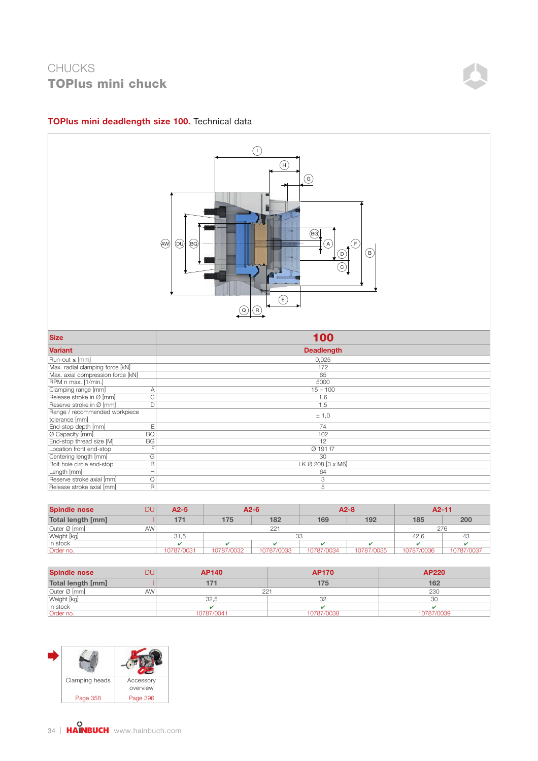# CHUCKS

## TOPlus mini chuck

### **TOPlus mini deadlength size 100.** Technical data

I
H
G
BG
A
F
B
D
C
AW
DU
BQ
E
Q
R

| Size | | 100 |
|---|---|---|
| **Variant** | | **Deadlength** |
| Run-out ≤ [mm] | | 0,025 |
| Max. radial clamping force [kN] | | 172 |
| Max. axial compression force [kN] | | 65 |
| RPM n max. [1/min.] | | 5000 |
| Clamping range [mm] | A | 15 – 100 |
| Release stroke in Ø [mm] | C | 1,6 |
| Reserve stroke in Ø [mm] | D | 1,5 |
| Range / recommended workpiece tolerance [mm] | | ± 1,0 |
| End-stop depth [mm] | E | 74 |
| Ø Capacity [mm] | BQ | 102 |
| End-stop thread size [M] | BG | 12 |
| Location front end-stop | F | Ø 191 f7 |
| Centering length [mm] | G | 30 |
| Bolt hole circle end-stop | B | LK Ø 208 [3 x M6] |
| Length [mm] | H | 64 |
| Reserve stroke axial [mm] | Q | 3 |
| Release stroke axial [mm] | R | 5 |

| Spindle nose | DU | A2-5 | A2-6 | | A2-8 | | A2-11 | |
|---|---|---|---|---|---|---|---|---|
| **Total length [mm]** | I | 171 | 175 | 182 | 169 | 192 | 185 | 200 |
| Outer Ø [mm] | AW | 221 | | | | | 276 | |
| Weight [kg] | | 31,5 | 33 | | | | 42,6 | 43 |
| In stock | | ✔ | ✔ | ✔ | ✔ | ✔ | ✔ | ✔ |
| Order no. | | 10787/0031 | 10787/0032 | 10787/0033 | 10787/0034 | 10787/0035 | 10787/0036 | 10787/0037 |

| Spindle nose | DU | AP140 | AP170 | AP220 |
|---|---|---|---|---|
| **Total length [mm]** | I | 171 | 175 | 162 |
| Outer Ø [mm] | AW | 221 | | 230 |
| Weight [kg] | | 32,5 | 32 | 30 |
| In stock | | ✔ | ✔ | ✔ |
| Order no. | | 10787/0041 | 10787/0038 | 10787/0039 |

| Clamping heads | Accessory overview |
|---|---|
| Page 358 | Page 396 |